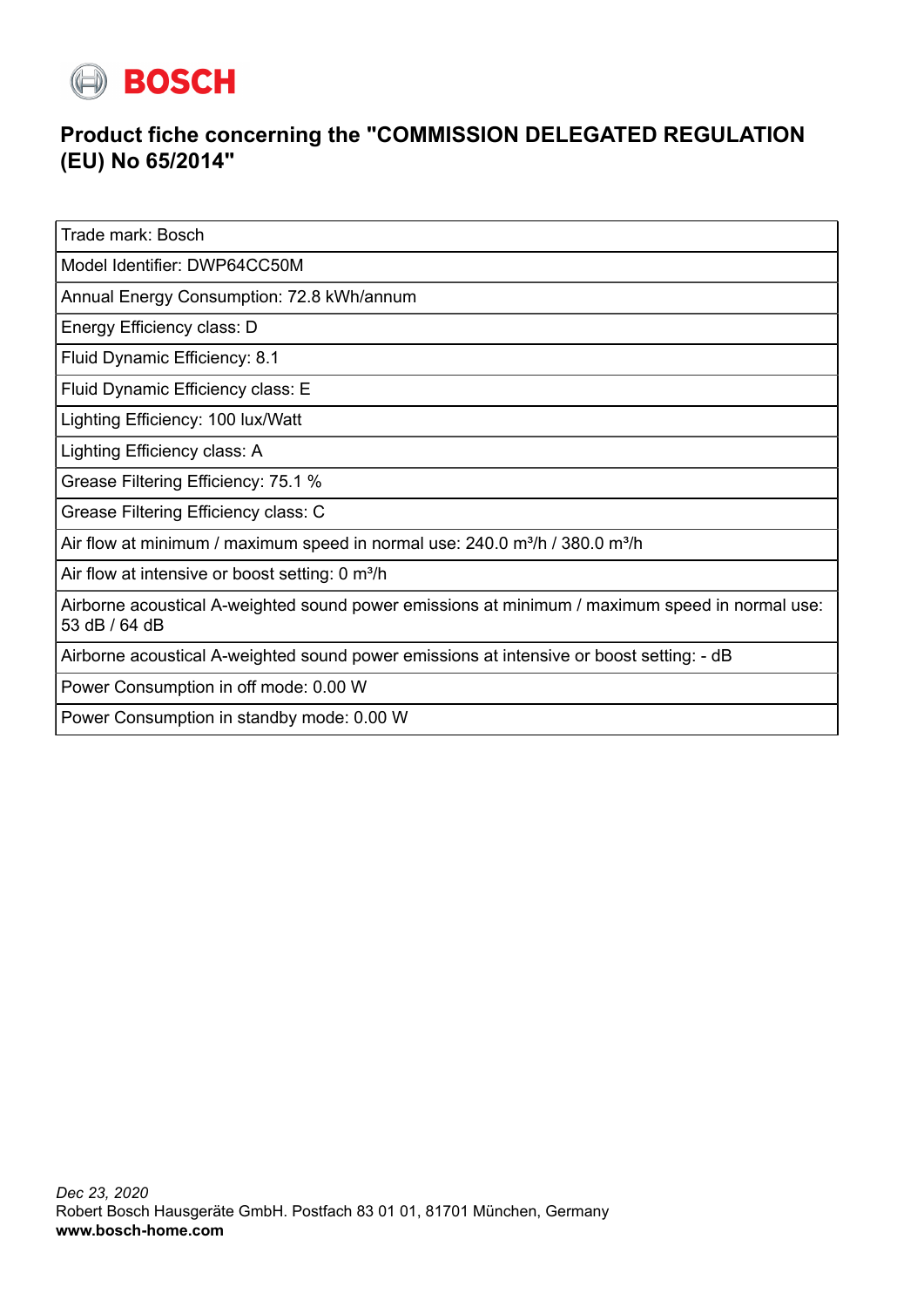BOSCH

## Product fiche concerning the "COMMISSION DELEGATED REGULATION (EU) No 65/2014"

| Trade mark: Bosch |
|---|
| Model Identifier: DWP64CC50M |
| Annual Energy Consumption: 72.8 kWh/annum |
| Energy Efficiency class: D |
| Fluid Dynamic Efficiency: 8.1 |
| Fluid Dynamic Efficiency class: E |
| Lighting Efficiency: 100 lux/Watt |
| Lighting Efficiency class: A |
| Grease Filtering Efficiency: 75.1 % |
| Grease Filtering Efficiency class: C |
| Air flow at minimum / maximum speed in normal use: 240.0 m³/h / 380.0 m³/h |
| Air flow at intensive or boost setting: 0 m³/h |
| Airborne acoustical A-weighted sound power emissions at minimum / maximum speed in normal use: 53 dB / 64 dB |
| Airborne acoustical A-weighted sound power emissions at intensive or boost setting: - dB |
| Power Consumption in off mode: 0.00 W |
| Power Consumption in standby mode: 0.00 W |

*Dec 23, 2020*
Robert Bosch Hausgeräte GmbH. Postfach 83 01 01, 81701 München, Germany
**www.bosch-home.com**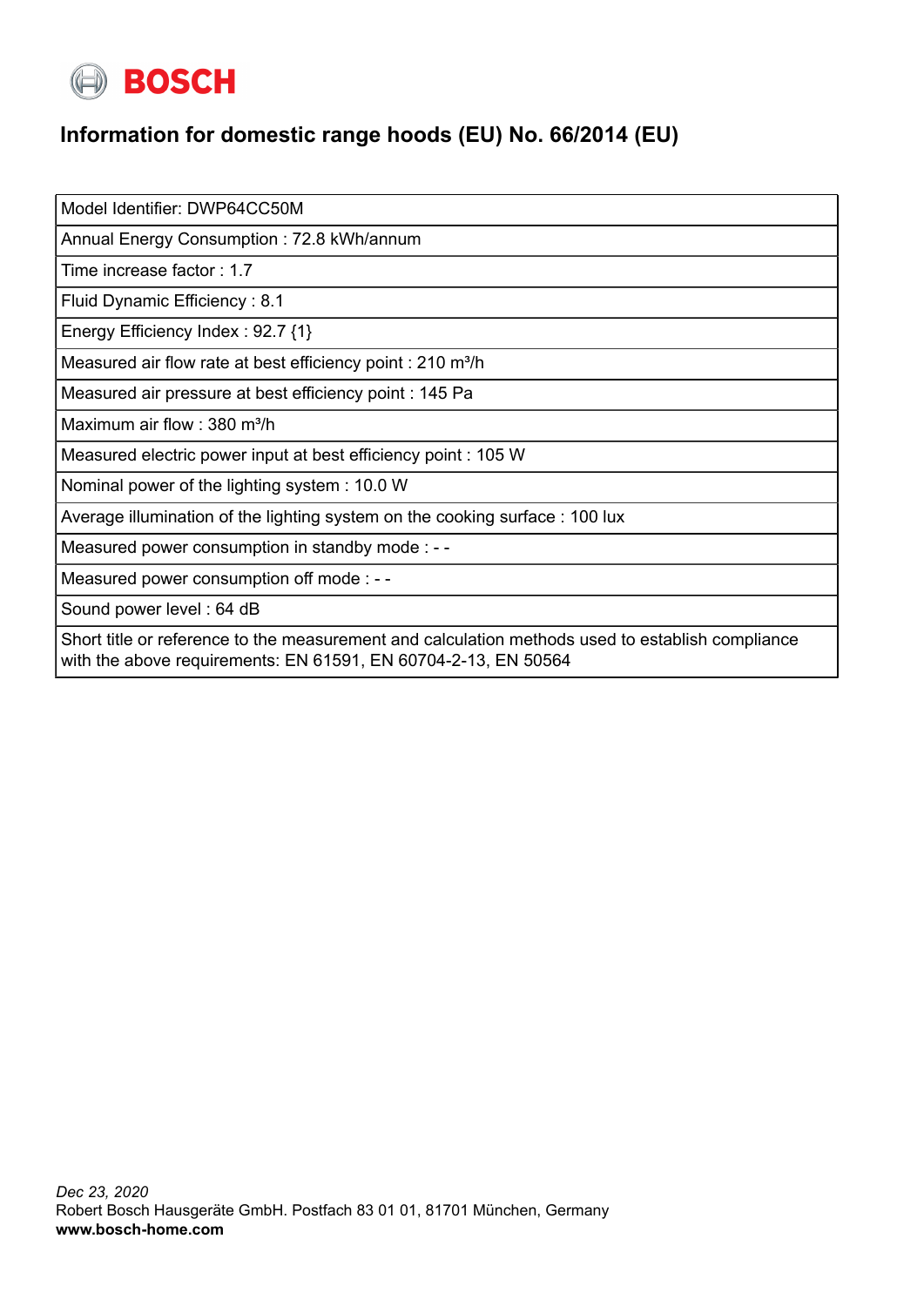BOSCH

# Information for domestic range hoods (EU) No. 66/2014 (EU)

| |
|---|
| Model Identifier: DWP64CC50M |
| Annual Energy Consumption : 72.8 kWh/annum |
| Time increase factor : 1.7 |
| Fluid Dynamic Efficiency : 8.1 |
| Energy Efficiency Index : 92.7 {1} |
| Measured air flow rate at best efficiency point : 210 m³/h |
| Measured air pressure at best efficiency point : 145 Pa |
| Maximum air flow : 380 m³/h |
| Measured electric power input at best efficiency point : 105 W |
| Nominal power of the lighting system : 10.0 W |
| Average illumination of the lighting system on the cooking surface : 100 lux |
| Measured power consumption in standby mode : - - |
| Measured power consumption off mode : - - |
| Sound power level : 64 dB |
| Short title or reference to the measurement and calculation methods used to establish compliance with the above requirements: EN 61591, EN 60704-2-13, EN 50564 |

*Dec 23, 2020*
Robert Bosch Hausgeräte GmbH. Postfach 83 01 01, 81701 München, Germany
**www.bosch-home.com**